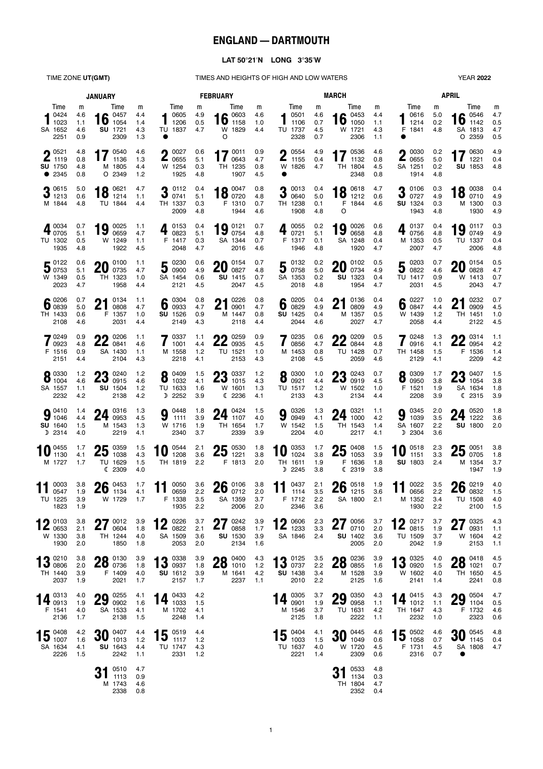# ENGLAND — DARTMOUTH

**LAT 50°21′N LONG 3°35′W**

TIME ZONE **UT(GMT)** — TIMES AND HEIGHTS OF HIGH AND LOW WATERS — YEAR **2022**

## JANUARY

| Date | Day | Time | m | Time | m | Time | m | Time | m |
|---|---|---|---|---|---|---|---|---|---|
| 1 | SA | 0424 | 4.6 | 1023 | 1.1 | 1652 | 4.6 | 2251 | 0.9 |
| 2 | SU ● | 0521 | 4.8 | 1119 | 0.8 | 1750 | 4.8 | 2345 | 0.8 |
| 3 | M | 0615 | 5.0 | 1213 | 0.6 | 1844 | 4.8 | | |
| 4 | TU | 0034 | 0.7 | 0705 | 5.1 | 1302 | 0.5 | 1935 | 4.8 |
| 5 | W | 0122 | 0.6 | 0753 | 5.1 | 1349 | 0.5 | 2023 | 4.7 |
| 6 | TH | 0206 | 0.7 | 0839 | 5.0 | 1433 | 0.6 | 2108 | 4.6 |
| 7 | F | 0249 | 0.9 | 0923 | 4.8 | 1516 | 0.9 | 2151 | 4.4 |
| 8 | SA | 0330 | 1.2 | 1004 | 4.6 | 1557 | 1.1 | 2232 | 4.2 |
| 9 | SU ☽ | 0410 | 1.4 | 1046 | 4.4 | 1640 | 1.5 | 2314 | 4.0 |
| 10 | M | 0455 | 1.7 | 1130 | 4.1 | 1727 | 1.7 | | |
| 11 | TU | 0003 | 3.8 | 0547 | 1.9 | 1225 | 3.9 | 1823 | 1.9 |
| 12 | W | 0103 | 3.8 | 0653 | 2.1 | 1330 | 3.8 | 1930 | 2.0 |
| 13 | TH | 0210 | 3.8 | 0806 | 2.0 | 1440 | 3.9 | 2037 | 1.9 |
| 14 | F | 0313 | 4.0 | 0913 | 1.9 | 1541 | 4.0 | 2136 | 1.7 |
| 15 | SA | 0408 | 4.2 | 1007 | 1.6 | 1634 | 4.1 | 2226 | 1.5 |
| 16 | SU | 0457 | 4.4 | 1054 | 1.4 | 1721 | 4.3 | 2309 | 1.3 |
| 17 | M ○ | 0540 | 4.6 | 1136 | 1.3 | 1805 | 4.4 | 2349 | 1.2 |
| 18 | TU | 0621 | 4.7 | 1214 | 1.1 | 1844 | 4.4 | | |
| 19 | W | 0025 | 1.1 | 0659 | 4.7 | 1249 | 1.1 | 1922 | 4.5 |
| 20 | TH | 0100 | 1.1 | 0735 | 4.7 | 1323 | 1.0 | 1958 | 4.4 |
| 21 | F | 0134 | 1.1 | 0808 | 4.7 | 1357 | 1.0 | 2031 | 4.4 |
| 22 | SA | 0206 | 1.1 | 0841 | 4.6 | 1430 | 1.1 | 2104 | 4.3 |
| 23 | SU | 0240 | 1.2 | 0915 | 4.6 | 1504 | 1.2 | 2138 | 4.2 |
| 24 | M | 0316 | 1.3 | 0953 | 4.5 | 1543 | 1.3 | 2219 | 4.1 |
| 25 | TU ☾ | 0359 | 1.5 | 1038 | 4.3 | 1629 | 1.5 | 2309 | 4.0 |
| 26 | W | 0453 | 1.7 | 1134 | 4.1 | 1729 | 1.7 | | |
| 27 | TH | 0012 | 3.9 | 0604 | 1.8 | 1244 | 4.0 | 1850 | 1.8 |
| 28 | F | 0130 | 3.9 | 0736 | 1.8 | 1409 | 4.0 | 2021 | 1.7 |
| 29 | SA | 0255 | 4.1 | 0902 | 1.6 | 1533 | 4.1 | 2138 | 1.5 |
| 30 | SU | 0407 | 4.4 | 1013 | 1.2 | 1643 | 4.4 | 2242 | 1.1 |
| 31 | M | 0510 | 4.7 | 1113 | 0.9 | 1743 | 4.6 | 2338 | 0.8 |

## FEBRUARY

| Date | Day | Time | m | Time | m | Time | m | Time | m |
|---|---|---|---|---|---|---|---|---|---|
| 1 | TU ● | 0605 | 4.9 | 1206 | 0.5 | 1837 | 4.7 | | |
| 2 | W | 0027 | 0.6 | 0655 | 5.1 | 1254 | 0.3 | 1925 | 4.8 |
| 3 | TH | 0112 | 0.4 | 0741 | 5.1 | 1337 | 0.3 | 2009 | 4.8 |
| 4 | F | 0153 | 0.4 | 0823 | 5.1 | 1417 | 0.3 | 2048 | 4.7 |
| 5 | SA | 0230 | 0.6 | 0900 | 4.9 | 1454 | 0.6 | 2121 | 4.5 |
| 6 | SU | 0304 | 0.8 | 0933 | 4.7 | 1526 | 0.9 | 2149 | 4.3 |
| 7 | M | 0337 | 1.1 | 1001 | 4.4 | 1558 | 1.2 | 2218 | 4.1 |
| 8 | TU ☽ | 0409 | 1.5 | 1032 | 4.1 | 1633 | 1.6 | 2252 | 3.9 |
| 9 | W | 0448 | 1.8 | 1111 | 3.9 | 1716 | 1.9 | 2340 | 3.7 |
| 10 | TH | 0544 | 2.1 | 1208 | 3.6 | 1819 | 2.2 | | |
| 11 | F | 0050 | 3.6 | 0659 | 2.2 | 1338 | 3.5 | 1935 | 2.2 |
| 12 | SA | 0226 | 3.7 | 0822 | 2.1 | 1509 | 3.6 | 2053 | 2.0 |
| 13 | SU | 0338 | 3.9 | 0937 | 1.8 | 1612 | 3.9 | 2157 | 1.7 |
| 14 | M | 0433 | 4.2 | 1033 | 1.5 | 1702 | 4.1 | 2248 | 1.4 |
| 15 | TU | 0519 | 4.4 | 1117 | 1.2 | 1747 | 4.3 | 2331 | 1.2 |
| 16 | W ○ | 0603 | 4.6 | 1158 | 1.0 | 1829 | 4.4 | | |
| 17 | TH | 0011 | 0.9 | 0643 | 4.7 | 1235 | 0.8 | 1907 | 4.5 |
| 18 | F | 0047 | 0.8 | 0720 | 4.8 | 1310 | 0.7 | 1944 | 4.6 |
| 19 | SA | 0121 | 0.7 | 0754 | 4.8 | 1344 | 0.7 | 2016 | 4.6 |
| 20 | SU | 0154 | 0.7 | 0827 | 4.8 | 1415 | 0.7 | 2047 | 4.5 |
| 21 | M | 0226 | 0.8 | 0901 | 4.7 | 1447 | 0.8 | 2118 | 4.4 |
| 22 | TU | 0259 | 0.9 | 0935 | 4.5 | 1521 | 1.0 | 2153 | 4.3 |
| 23 | W ☾ | 0337 | 1.2 | 1015 | 4.3 | 1601 | 1.3 | 2236 | 4.1 |
| 24 | TH | 0424 | 1.5 | 1107 | 4.0 | 1654 | 1.7 | 2339 | 3.9 |
| 25 | F | 0530 | 1.8 | 1221 | 3.8 | 1813 | 2.0 | | |
| 26 | SA | 0106 | 3.8 | 0712 | 2.0 | 1359 | 3.7 | 2006 | 2.0 |
| 27 | SU | 0242 | 3.9 | 0858 | 1.7 | 1530 | 3.9 | 2134 | 1.6 |
| 28 | M | 0400 | 4.3 | 1010 | 1.2 | 1641 | 4.2 | 2237 | 1.1 |

## MARCH

| Date | Day | Time | m | Time | m | Time | m | Time | m |
|---|---|---|---|---|---|---|---|---|---|
| 1 | TU | 0501 | 4.6 | 1106 | 0.7 | 1737 | 4.5 | 2328 | 0.7 |
| 2 | W ● | 0554 | 4.9 | 1155 | 0.4 | 1826 | 4.7 | | |
| 3 | TH | 0013 | 0.4 | 0640 | 5.0 | 1238 | 0.1 | 1908 | 4.8 |
| 4 | F | 0055 | 0.2 | 0721 | 5.1 | 1317 | 0.1 | 1946 | 4.8 |
| 5 | SA | 0132 | 0.2 | 0758 | 5.0 | 1353 | 0.2 | 2018 | 4.8 |
| 6 | SU | 0205 | 0.4 | 0829 | 4.9 | 1425 | 0.4 | 2044 | 4.6 |
| 7 | M | 0235 | 0.6 | 0856 | 4.7 | 1453 | 0.8 | 2108 | 4.5 |
| 8 | TU | 0300 | 1.0 | 0921 | 4.4 | 1517 | 1.2 | 2133 | 4.3 |
| 9 | W | 0326 | 1.3 | 0949 | 4.1 | 1542 | 1.5 | 2204 | 4.0 |
| 10 | TH ☽ | 0353 | 1.7 | 1024 | 3.8 | 1611 | 1.9 | 2245 | 3.8 |
| 11 | F | 0437 | 2.1 | 1114 | 3.5 | 1712 | 2.2 | 2346 | 3.6 |
| 12 | SA | 0606 | 2.3 | 1233 | 3.3 | 1846 | 2.4 | | |
| 13 | SU | 0125 | 3.5 | 0737 | 2.2 | 1438 | 3.4 | 2010 | 2.2 |
| 14 | M | 0305 | 3.7 | 0901 | 1.9 | 1546 | 3.7 | 2125 | 1.8 |
| 15 | TU | 0404 | 4.1 | 1003 | 1.5 | 1637 | 4.0 | 2221 | 1.4 |
| 16 | W | 0453 | 4.4 | 1050 | 1.1 | 1721 | 4.3 | 2306 | 1.1 |
| 17 | TH | 0536 | 4.6 | 1132 | 0.8 | 1804 | 4.5 | 2348 | 0.8 |
| 18 | F ○ | 0618 | 4.7 | 1212 | 0.6 | 1844 | 4.6 | | |
| 19 | SA | 0026 | 0.6 | 0658 | 4.8 | 1248 | 0.4 | 1920 | 4.7 |
| 20 | SU | 0102 | 0.5 | 0734 | 4.9 | 1323 | 0.4 | 1954 | 4.7 |
| 21 | M | 0136 | 0.4 | 0809 | 4.9 | 1357 | 0.5 | 2027 | 4.7 |
| 22 | TU | 0209 | 0.5 | 0844 | 4.8 | 1428 | 0.7 | 2059 | 4.6 |
| 23 | W | 0243 | 0.7 | 0919 | 4.5 | 1502 | 1.0 | 2134 | 4.4 |
| 24 | TH | 0321 | 1.1 | 1000 | 4.2 | 1543 | 1.4 | 2217 | 4.1 |
| 25 | F ☾ | 0408 | 1.5 | 1053 | 3.9 | 1636 | 1.8 | 2319 | 3.8 |
| 26 | SA | 0518 | 1.9 | 1215 | 3.6 | 1800 | 2.1 | | |
| 27 | SU | 0056 | 3.7 | 0710 | 2.0 | 1402 | 3.6 | 2005 | 2.0 |
| 28 | M | 0236 | 3.9 | 0855 | 1.6 | 1528 | 3.9 | 2125 | 1.6 |
| 29 | TU | 0350 | 4.3 | 0958 | 1.1 | 1631 | 4.2 | 2222 | 1.1 |
| 30 | W | 0445 | 4.6 | 1049 | 0.6 | 1720 | 4.5 | 2309 | 0.6 |
| 31 | TH | 0533 | 4.8 | 1134 | 0.3 | 1804 | 4.7 | 2352 | 0.4 |

## APRIL

| Date | Day | Time | m | Time | m | Time | m | Time | m |
|---|---|---|---|---|---|---|---|---|---|
| 1 | F ● | 0616 | 5.0 | 1214 | 0.2 | 1841 | 4.8 | | |
| 2 | SA | 0030 | 0.2 | 0655 | 5.0 | 1251 | 0.2 | 1914 | 4.8 |
| 3 | SU | 0106 | 0.3 | 0727 | 4.9 | 1324 | 0.3 | 1943 | 4.8 |
| 4 | M | 0137 | 0.4 | 0756 | 4.8 | 1353 | 0.5 | 2007 | 4.7 |
| 5 | TU | 0203 | 0.7 | 0822 | 4.6 | 1417 | 0.9 | 2031 | 4.5 |
| 6 | W | 0227 | 1.0 | 0847 | 4.4 | 1439 | 1.2 | 2058 | 4.4 |
| 7 | TH | 0248 | 1.3 | 0916 | 4.1 | 1458 | 1.5 | 2129 | 4.1 |
| 8 | F | 0309 | 1.7 | 0950 | 3.8 | 1521 | 1.9 | 2208 | 3.9 |
| 9 | SA ☽ | 0345 | 2.0 | 1039 | 3.5 | 1607 | 2.2 | 2304 | 3.6 |
| 10 | SU | 0518 | 2.3 | 1151 | 3.3 | 1803 | 2.4 | | |
| 11 | M | 0022 | 3.5 | 0656 | 2.2 | 1352 | 3.4 | 1930 | 2.2 |
| 12 | TU | 0217 | 3.7 | 0815 | 1.9 | 1509 | 3.7 | 2042 | 1.9 |
| 13 | W | 0325 | 4.0 | 0920 | 1.5 | 1602 | 4.0 | 2141 | 1.4 |
| 14 | TH | 0415 | 4.3 | 1012 | 1.1 | 1647 | 4.3 | 2232 | 1.0 |
| 15 | F | 0502 | 4.6 | 1058 | 0.7 | 1731 | 4.5 | 2316 | 0.7 |
| 16 | SA ○ | 0546 | 4.7 | 1142 | 0.5 | 1813 | 4.7 | 2359 | 0.5 |
| 17 | SU | 0630 | 4.9 | 1221 | 0.4 | 1853 | 4.8 | | |
| 18 | M | 0038 | 0.4 | 0710 | 4.9 | 1300 | 0.3 | 1930 | 4.9 |
| 19 | TU | 0117 | 0.3 | 0749 | 4.9 | 1337 | 0.4 | 2006 | 4.8 |
| 20 | W | 0154 | 0.5 | 0828 | 4.7 | 1413 | 0.7 | 2043 | 4.7 |
| 21 | TH | 0232 | 0.7 | 0909 | 4.5 | 1451 | 1.0 | 2122 | 4.5 |
| 22 | F | 0314 | 1.1 | 0954 | 4.2 | 1536 | 1.4 | 2209 | 4.2 |
| 23 | SA ☾ | 0407 | 1.5 | 1054 | 3.8 | 1634 | 1.8 | 2315 | 3.9 |
| 24 | SU | 0520 | 1.8 | 1222 | 3.6 | 1800 | 2.0 | | |
| 25 | M | 0051 | 3.8 | 0705 | 1.8 | 1354 | 3.7 | 1947 | 1.9 |
| 26 | TU | 0219 | 4.0 | 0832 | 1.5 | 1508 | 4.0 | 2100 | 1.5 |
| 27 | W | 0325 | 4.3 | 0931 | 1.1 | 1604 | 4.2 | 2153 | 1.1 |
| 28 | TH | 0418 | 4.5 | 1021 | 0.7 | 1650 | 4.5 | 2241 | 0.8 |
| 29 | F | 0504 | 4.7 | 1104 | 0.5 | 1732 | 4.6 | 2323 | 0.6 |
| 30 | SA ● | 0545 | 4.8 | 1145 | 0.4 | 1808 | 4.7 | | |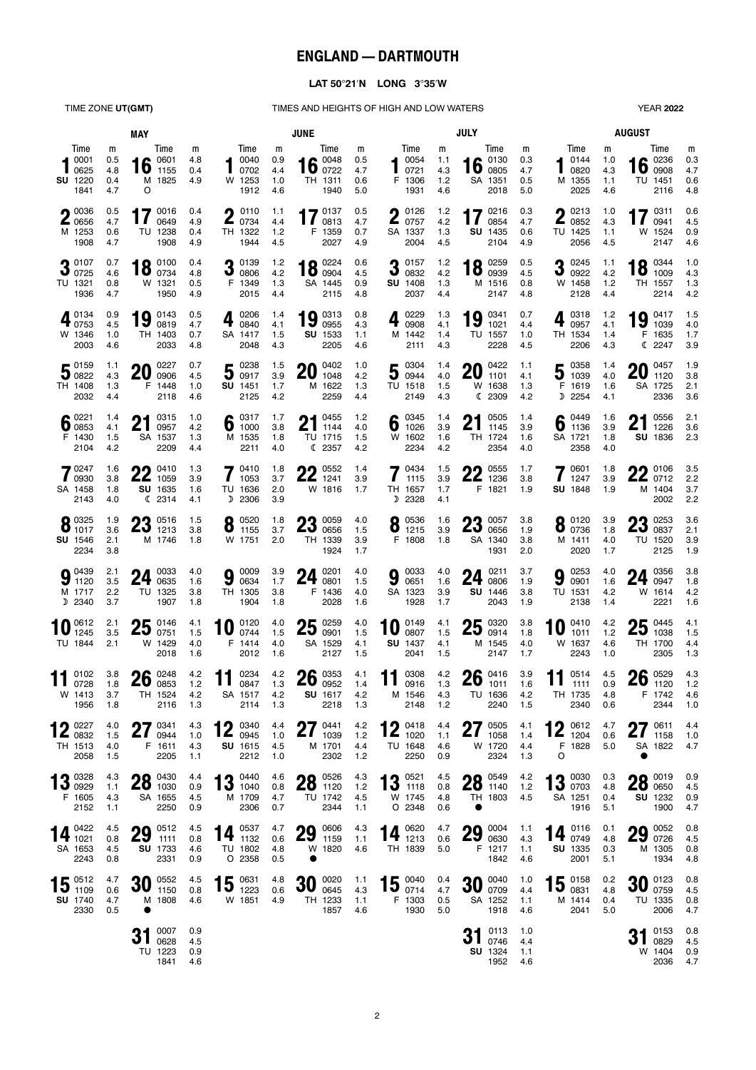# ENGLAND — DARTMOUTH

**LAT 50°21′N LONG 3°35′W**

TIME ZONE **UT(GMT)** — TIMES AND HEIGHTS OF HIGH AND LOW WATERS — YEAR **2022**

## MAY

| Day | Time | m | Day | Time | m |
|---|---|---|---|---|---|
| 1 SU | 0001<br>0625<br>1220<br>1841 | 0.5<br>4.8<br>0.4<br>4.7 | 16 M ○ | 0601<br>1155<br>1825 | 4.8<br>0.4<br>4.9 |
| 2 M | 0036<br>0656<br>1253<br>1908 | 0.5<br>4.7<br>0.6<br>4.7 | 17 TU | 0016<br>0649<br>1238<br>1908 | 0.4<br>4.9<br>0.4<br>4.9 |
| 3 TU | 0107<br>0725<br>1321<br>1936 | 0.7<br>4.6<br>0.8<br>4.7 | 18 W | 0100<br>0734<br>1321<br>1950 | 0.4<br>4.8<br>0.5<br>4.9 |
| 4 W | 0134<br>0753<br>1346<br>2003 | 0.9<br>4.5<br>1.0<br>4.6 | 19 TH | 0143<br>0819<br>1403<br>2033 | 0.5<br>4.7<br>0.7<br>4.8 |
| 5 TH | 0159<br>0822<br>1408<br>2032 | 1.1<br>4.3<br>1.3<br>4.4 | 20 F | 0227<br>0906<br>1448<br>2118 | 0.7<br>4.5<br>1.0<br>4.6 |
| 6 F | 0221<br>0853<br>1430<br>2104 | 1.4<br>4.1<br>1.5<br>4.2 | 21 SA | 0315<br>0957<br>1537<br>2209 | 1.0<br>4.2<br>1.3<br>4.4 |
| 7 SA | 0247<br>0930<br>1458<br>2143 | 1.6<br>3.8<br>1.8<br>4.0 | 22 SU ☾ | 0410<br>1059<br>1635<br>2314 | 1.3<br>3.9<br>1.6<br>4.1 |
| 8 SU | 0325<br>1017<br>1546<br>2234 | 1.9<br>3.6<br>2.1<br>3.8 | 23 M | 0516<br>1213<br>1746 | 1.5<br>3.8<br>1.8 |
| 9 M ☽ | 0439<br>1120<br>1717<br>2340 | 2.1<br>3.5<br>2.2<br>3.7 | 24 TU | 0033<br>0635<br>1325<br>1907 | 4.0<br>1.6<br>3.8<br>1.8 |
| 10 TU | 0612<br>1245<br>1844 | 2.1<br>3.5<br>2.1 | 25 W | 0146<br>0751<br>1429<br>2018 | 4.1<br>1.5<br>4.0<br>1.6 |
| 11 W | 0102<br>0728<br>1413<br>1956 | 3.8<br>1.8<br>3.7<br>1.8 | 26 TH | 0248<br>0853<br>1524<br>2116 | 4.2<br>1.2<br>4.2<br>1.3 |
| 12 TH | 0227<br>0832<br>1513<br>2058 | 4.0<br>1.5<br>4.0<br>1.5 | 27 F | 0341<br>0944<br>1611<br>2205 | 4.3<br>1.0<br>4.3<br>1.1 |
| 13 F | 0328<br>0929<br>1605<br>2152 | 4.3<br>1.1<br>4.3<br>1.1 | 28 SA | 0430<br>1030<br>1655<br>2250 | 4.4<br>0.9<br>4.5<br>0.9 |
| 14 SA | 0422<br>1021<br>1653<br>2243 | 4.5<br>0.8<br>4.5<br>0.8 | 29 SU | 0512<br>1111<br>1733<br>2331 | 4.5<br>0.8<br>4.6<br>0.9 |
| 15 SU | 0512<br>1109<br>1740<br>2330 | 4.7<br>0.6<br>4.7<br>0.5 | 30 M ● | 0552<br>1150<br>1808 | 4.5<br>0.8<br>4.6 |
| | | | 31 TU | 0007<br>0628<br>1223<br>1841 | 0.9<br>4.5<br>0.9<br>4.6 |

## JUNE

| Day | Time | m | Day | Time | m |
|---|---|---|---|---|---|
| 1 W | 0040<br>0702<br>1253<br>1912 | 0.9<br>4.4<br>1.0<br>4.6 | 16 TH | 0048<br>0722<br>1311<br>1940 | 0.5<br>4.7<br>0.6<br>5.0 |
| 2 TH | 0110<br>0734<br>1322<br>1944 | 1.1<br>4.4<br>1.2<br>4.5 | 17 F | 0137<br>0813<br>1359<br>2027 | 0.5<br>4.7<br>0.7<br>4.9 |
| 3 F | 0139<br>0806<br>1349<br>2015 | 1.2<br>4.2<br>1.3<br>4.4 | 18 SA | 0224<br>0904<br>1445<br>2115 | 0.6<br>4.5<br>0.9<br>4.8 |
| 4 SA | 0206<br>0840<br>1417<br>2048 | 1.4<br>4.1<br>1.5<br>4.3 | 19 SU | 0313<br>0955<br>1533<br>2205 | 0.8<br>4.3<br>1.1<br>4.6 |
| 5 SU | 0238<br>0917<br>1451<br>2125 | 1.5<br>3.9<br>1.7<br>4.2 | 20 M | 0402<br>1048<br>1622<br>2259 | 1.0<br>4.2<br>1.3<br>4.4 |
| 6 M | 0317<br>1000<br>1535<br>2211 | 1.7<br>3.8<br>1.8<br>4.0 | 21 TU ☾ | 0455<br>1144<br>1715<br>2357 | 1.2<br>4.0<br>1.5<br>4.2 |
| 7 TU ☽ | 0410<br>1053<br>1636<br>2306 | 1.8<br>3.7<br>2.0<br>3.9 | 22 W | 0552<br>1241<br>1816 | 1.4<br>3.9<br>1.7 |
| 8 W | 0520<br>1155<br>1751 | 1.8<br>3.7<br>2.0 | 23 TH | 0059<br>0656<br>1339<br>1924 | 4.0<br>1.5<br>3.9<br>1.7 |
| 9 TH | 0009<br>0634<br>1305<br>1904 | 3.9<br>1.7<br>3.8<br>1.8 | 24 F | 0201<br>0801<br>1436<br>2028 | 4.0<br>1.5<br>4.0<br>1.6 |
| 10 F | 0120<br>0744<br>1414<br>2012 | 4.0<br>1.5<br>4.0<br>1.6 | 25 SA | 0259<br>0901<br>1529<br>2127 | 4.0<br>1.5<br>4.1<br>1.5 |
| 11 SA | 0234<br>0847<br>1517<br>2114 | 4.2<br>1.3<br>4.2<br>1.3 | 26 SU | 0353<br>0952<br>1617<br>2218 | 4.1<br>1.4<br>4.2<br>1.3 |
| 12 SU | 0340<br>0945<br>1615<br>2212 | 4.4<br>1.0<br>4.5<br>1.0 | 27 M | 0441<br>1039<br>1701<br>2302 | 4.2<br>1.2<br>4.4<br>1.2 |
| 13 M | 0440<br>1040<br>1709<br>2306 | 4.6<br>0.8<br>4.7<br>0.7 | 28 TU | 0526<br>1120<br>1742<br>2344 | 4.3<br>1.2<br>4.5<br>1.1 |
| 14 TU ○ | 0537<br>1132<br>1802<br>2358 | 4.7<br>0.6<br>4.8<br>0.5 | 29 W ● | 0606<br>1159<br>1820 | 4.3<br>1.1<br>4.6 |
| 15 W | 0631<br>1223<br>1851 | 4.8<br>0.6<br>4.9 | 30 TH | 0020<br>0645<br>1233<br>1857 | 1.1<br>4.3<br>1.1<br>4.6 |

## JULY

| Day | Time | m | Day | Time | m |
|---|---|---|---|---|---|
| 1 F | 0054<br>0721<br>1306<br>1931 | 1.1<br>4.3<br>1.2<br>4.6 | 16 SA | 0130<br>0805<br>1351<br>2018 | 0.3<br>4.7<br>0.5<br>5.0 |
| 2 SA | 0126<br>0757<br>1337<br>2004 | 1.2<br>4.2<br>1.3<br>4.5 | 17 SU | 0216<br>0854<br>1435<br>2104 | 0.3<br>4.7<br>0.6<br>4.9 |
| 3 SU | 0157<br>0832<br>1408<br>2037 | 1.2<br>4.2<br>1.3<br>4.4 | 18 M | 0259<br>0939<br>1516<br>2147 | 0.5<br>4.5<br>0.8<br>4.8 |
| 4 M | 0229<br>0908<br>1442<br>2111 | 1.3<br>4.1<br>1.4<br>4.3 | 19 TU | 0341<br>1021<br>1557<br>2228 | 0.7<br>4.4<br>1.0<br>4.5 |
| 5 TU | 0304<br>0944<br>1518<br>2149 | 1.4<br>4.0<br>1.5<br>4.3 | 20 W ☾ | 0422<br>1101<br>1638<br>2309 | 1.1<br>4.1<br>1.3<br>4.2 |
| 6 W | 0345<br>1026<br>1602<br>2234 | 1.4<br>3.9<br>1.6<br>4.2 | 21 TH | 0505<br>1145<br>1724<br>2354 | 1.4<br>3.9<br>1.6<br>4.0 |
| 7 TH ☽ | 0434<br>1115<br>1657<br>2328 | 1.5<br>3.9<br>1.7<br>4.1 | 22 F | 0555<br>1236<br>1821 | 1.7<br>3.8<br>1.9 |
| 8 F | 0536<br>1215<br>1808 | 1.6<br>3.9<br>1.8 | 23 SA | 0057<br>0656<br>1340<br>1931 | 3.8<br>1.9<br>3.8<br>2.0 |
| 9 SA | 0033<br>0651<br>1323<br>1928 | 4.0<br>1.6<br>3.9<br>1.7 | 24 SU | 0211<br>0806<br>1446<br>2043 | 3.7<br>1.9<br>3.8<br>1.9 |
| 10 SU | 0149<br>0807<br>1437<br>2041 | 4.1<br>1.5<br>4.1<br>1.5 | 25 M | 0320<br>0914<br>1545<br>2147 | 3.8<br>1.8<br>4.0<br>1.7 |
| 11 M | 0308<br>0916<br>1546<br>2148 | 4.2<br>1.3<br>4.3<br>1.2 | 26 TU | 0416<br>1011<br>1636<br>2240 | 3.9<br>1.6<br>4.2<br>1.5 |
| 12 TU | 0418<br>1020<br>1648<br>2250 | 4.4<br>1.1<br>4.6<br>0.9 | 27 W | 0505<br>1058<br>1720<br>2324 | 4.1<br>1.4<br>4.4<br>1.3 |
| 13 W ○ | 0521<br>1118<br>1745<br>2348 | 4.5<br>0.8<br>4.8<br>0.6 | 28 TH ● | 0549<br>1140<br>1803 | 4.2<br>1.2<br>4.5 |
| 14 TH | 0620<br>1213<br>1839 | 4.7<br>0.6<br>5.0 | 29 F | 0004<br>0630<br>1217<br>1842 | 1.1<br>4.3<br>1.1<br>4.6 |
| 15 F | 0040<br>0714<br>1305<br>1930 | 0.4<br>4.7<br>0.5<br>5.0 | 30 SA | 0040<br>0709<br>1252<br>1918 | 1.0<br>4.4<br>1.1<br>4.6 |
| | | | 31 SU | 0113<br>0746<br>1324<br>1952 | 1.0<br>4.4<br>1.1<br>4.6 |

## AUGUST

| Day | Time | m | Day | Time | m |
|---|---|---|---|---|---|
| 1 M | 0144<br>0820<br>1355<br>2025 | 1.0<br>4.3<br>1.1<br>4.6 | 16 TU | 0236<br>0908<br>1451<br>2116 | 0.3<br>4.7<br>0.6<br>4.8 |
| 2 TU | 0213<br>0852<br>1425<br>2056 | 1.0<br>4.3<br>1.1<br>4.5 | 17 W | 0311<br>0941<br>1524<br>2147 | 0.6<br>4.5<br>0.9<br>4.6 |
| 3 W | 0245<br>0922<br>1458<br>2128 | 1.1<br>4.2<br>1.2<br>4.4 | 18 TH | 0344<br>1009<br>1557<br>2214 | 1.0<br>4.3<br>1.3<br>4.2 |
| 4 TH | 0318<br>0957<br>1534<br>2206 | 1.2<br>4.1<br>1.4<br>4.3 | 19 F ☾ | 0417<br>1040<br>1635<br>2247 | 1.5<br>4.0<br>1.7<br>3.9 |
| 5 F ☽ | 0358<br>1039<br>1619<br>2254 | 1.4<br>4.0<br>1.6<br>4.1 | 20 SA | 0457<br>1120<br>1725<br>2336 | 1.9<br>3.8<br>2.1<br>3.6 |
| 6 SA | 0449<br>1136<br>1721<br>2358 | 1.6<br>3.9<br>1.8<br>4.0 | 21 SU | 0556<br>1226<br>1836 | 2.1<br>3.6<br>2.3 |
| 7 SU | 0601<br>1247<br>1848 | 1.8<br>3.9<br>1.9 | 22 M | 0106<br>0712<br>1404<br>2002 | 3.5<br>2.2<br>3.7<br>2.2 |
| 8 M | 0120<br>0736<br>1411<br>2020 | 3.9<br>1.8<br>4.0<br>1.7 | 23 TU | 0253<br>0837<br>1520<br>2125 | 3.6<br>2.1<br>3.9<br>1.9 |
| 9 TU | 0253<br>0901<br>1531<br>2138 | 4.0<br>1.6<br>4.2<br>1.4 | 24 W | 0356<br>0947<br>1614<br>2221 | 3.8<br>1.8<br>4.2<br>1.6 |
| 10 W | 0410<br>1011<br>1637<br>2243 | 4.2<br>1.2<br>4.6<br>1.0 | 25 TH | 0445<br>1038<br>1700<br>2305 | 4.1<br>1.5<br>4.4<br>1.3 |
| 11 TH | 0514<br>1111<br>1735<br>2340 | 4.5<br>0.9<br>4.8<br>0.6 | 26 F | 0529<br>1120<br>1742<br>2344 | 4.3<br>1.2<br>4.6<br>1.0 |
| 12 F ○ | 0612<br>1204<br>1828 | 4.7<br>0.6<br>5.0 | 27 SA ● | 0611<br>1158<br>1822 | 4.4<br>1.0<br>4.7 |
| 13 SA | 0030<br>0703<br>1251<br>1916 | 0.3<br>4.8<br>0.4<br>5.1 | 28 SU | 0019<br>0650<br>1232<br>1900 | 0.9<br>4.5<br>0.9<br>4.7 |
| 14 SU | 0116<br>0749<br>1335<br>2001 | 0.1<br>4.8<br>0.3<br>5.1 | 29 M | 0052<br>0726<br>1305<br>1934 | 0.8<br>4.5<br>0.8<br>4.8 |
| 15 M | 0158<br>0831<br>1414<br>2041 | 0.2<br>4.8<br>0.4<br>5.0 | 30 TU | 0123<br>0759<br>1335<br>2006 | 0.8<br>4.5<br>0.8<br>4.7 |
| | | | 31 W | 0153<br>0829<br>1404<br>2036 | 0.8<br>4.5<br>0.9<br>4.7 |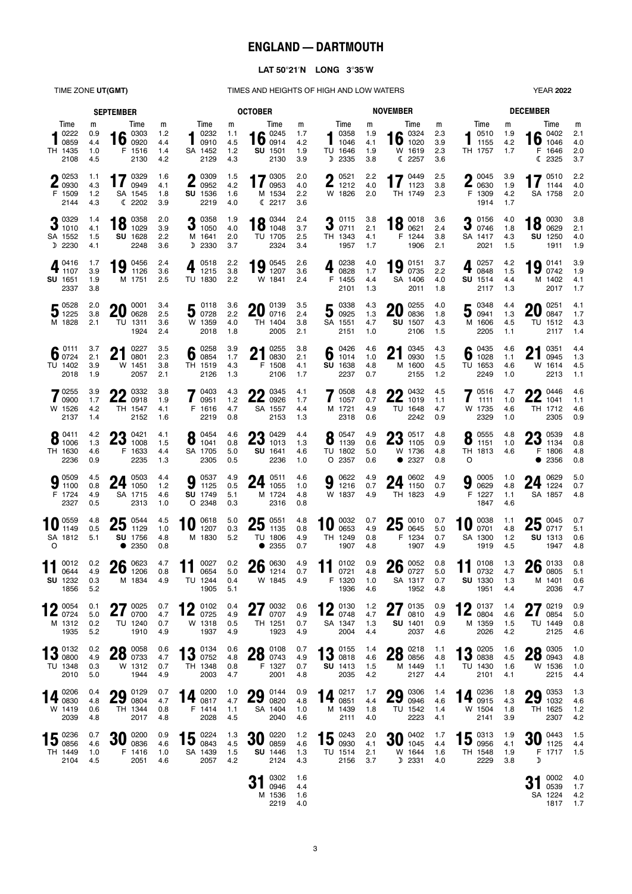# ENGLAND — DARTMOUTH

**LAT 50°21′N LONG 3°35′W**

TIME ZONE **UT(GMT)**

TIMES AND HEIGHTS OF HIGH AND LOW WATERS

YEAR **2022**

## SEPTEMBER

| Date | Day | Time | m | Time | m | Time | m | Time | m | Moon |
|---|---|---|---|---|---|---|---|---|---|---|
| 1 | TH | 0222 | 0.9 | 0859 | 4.4 | 1435 | 1.0 | 2108 | 4.5 | |
| 2 | F | 0253 | 1.1 | 0930 | 4.3 | 1509 | 1.2 | 2144 | 4.3 | |
| 3 | SA | 0329 | 1.4 | 1010 | 4.1 | 1552 | 1.5 | 2230 | 4.1 | ☽ |
| 4 | SU | 0416 | 1.7 | 1107 | 3.9 | 1651 | 1.9 | 2337 | 3.8 | |
| 5 | M | 0528 | 2.0 | 1225 | 3.8 | 1828 | 2.1 | | | |
| 6 | TU | 0111 | 3.7 | 0724 | 2.1 | 1402 | 3.9 | 2018 | 1.9 | |
| 7 | W | 0255 | 3.9 | 0900 | 1.7 | 1526 | 4.2 | 2137 | 1.4 | |
| 8 | TH | 0411 | 4.2 | 1006 | 1.3 | 1630 | 4.6 | 2236 | 0.9 | |
| 9 | F | 0509 | 4.5 | 1100 | 0.8 | 1724 | 4.9 | 2327 | 0.5 | |
| 10 | SA | 0559 | 4.8 | 1149 | 0.5 | 1812 | 5.1 | | | ○ |
| 11 | SU | 0012 | 0.2 | 0644 | 4.9 | 1232 | 0.3 | 1856 | 5.2 | |
| 12 | M | 0054 | 0.1 | 0724 | 5.0 | 1312 | 0.2 | 1935 | 5.2 | |
| 13 | TU | 0132 | 0.2 | 0800 | 4.9 | 1348 | 0.3 | 2010 | 5.0 | |
| 14 | W | 0206 | 0.4 | 0830 | 4.8 | 1419 | 0.6 | 2039 | 4.8 | |
| 15 | TH | 0236 | 0.7 | 0856 | 4.6 | 1449 | 1.0 | 2104 | 4.5 | |
| 16 | F | 0303 | 1.2 | 0920 | 4.4 | 1516 | 1.4 | 2130 | 4.2 | |
| 17 | SA | 0329 | 1.6 | 0949 | 4.1 | 1545 | 1.8 | 2202 | 3.9 | ☾ |
| 18 | SU | 0358 | 2.0 | 1029 | 3.9 | 1628 | 2.2 | 2248 | 3.6 | |
| 19 | M | 0456 | 2.4 | 1126 | 3.6 | 1751 | 2.5 | | | |
| 20 | TU | 0001 | 3.4 | 0628 | 2.5 | 1311 | 3.6 | 1924 | 2.4 | |
| 21 | W | 0227 | 3.5 | 0801 | 2.3 | 1451 | 3.8 | 2057 | 2.1 | |
| 22 | TH | 0332 | 3.8 | 0918 | 1.9 | 1547 | 4.1 | 2152 | 1.6 | |
| 23 | F | 0421 | 4.1 | 1008 | 1.5 | 1633 | 4.4 | 2235 | 1.3 | |
| 24 | SA | 0503 | 4.4 | 1050 | 1.2 | 1715 | 4.6 | 2313 | 1.0 | |
| 25 | SU | 0544 | 4.5 | 1129 | 1.0 | 1756 | 4.8 | 2350 | 0.8 | ● |
| 26 | M | 0623 | 4.7 | 1206 | 0.8 | 1834 | 4.9 | | | |
| 27 | TU | 0025 | 0.7 | 0700 | 4.7 | 1240 | 0.7 | 1910 | 4.9 | |
| 28 | W | 0058 | 0.6 | 0733 | 4.7 | 1312 | 0.7 | 1944 | 4.9 | |
| 29 | TH | 0129 | 0.7 | 0804 | 4.7 | 1344 | 0.8 | 2017 | 4.8 | |
| 30 | F | 0200 | 0.9 | 0836 | 4.6 | 1416 | 1.0 | 2051 | 4.6 | |

## OCTOBER

| Date | Day | Time | m | Time | m | Time | m | Time | m | Moon |
|---|---|---|---|---|---|---|---|---|---|---|
| 1 | SA | 0232 | 1.1 | 0910 | 4.5 | 1452 | 1.2 | 2129 | 4.3 | |
| 2 | SU | 0309 | 1.5 | 0952 | 4.2 | 1536 | 1.6 | 2219 | 4.0 | |
| 3 | M | 0358 | 1.9 | 1050 | 4.0 | 1641 | 2.0 | 2330 | 3.7 | ☽ |
| 4 | TU | 0518 | 2.2 | 1215 | 3.8 | 1830 | 2.2 | | | |
| 5 | W | 0118 | 3.6 | 0728 | 2.2 | 1359 | 4.0 | 2018 | 1.8 | |
| 6 | TH | 0258 | 3.9 | 0854 | 1.7 | 1519 | 4.3 | 2126 | 1.3 | |
| 7 | F | 0403 | 4.3 | 0951 | 1.2 | 1616 | 4.7 | 2219 | 0.8 | |
| 8 | SA | 0454 | 4.6 | 1041 | 0.8 | 1705 | 5.0 | 2305 | 0.5 | |
| 9 | SU | 0537 | 4.9 | 1125 | 0.5 | 1749 | 5.1 | 2348 | 0.3 | ○ |
| 10 | M | 0618 | 5.0 | 1207 | 0.3 | 1830 | 5.2 | | | |
| 11 | TU | 0027 | 0.2 | 0654 | 5.0 | 1244 | 0.4 | 1905 | 5.1 | |
| 12 | W | 0102 | 0.4 | 0725 | 4.9 | 1318 | 0.5 | 1937 | 4.9 | |
| 13 | TH | 0134 | 0.6 | 0752 | 4.8 | 1348 | 0.8 | 2003 | 4.7 | |
| 14 | F | 0200 | 1.0 | 0817 | 4.7 | 1414 | 1.1 | 2028 | 4.5 | |
| 15 | SA | 0224 | 1.3 | 0843 | 4.5 | 1439 | 1.5 | 2057 | 4.2 | |
| 16 | SU | 0245 | 1.7 | 0914 | 4.2 | 1501 | 1.9 | 2130 | 3.9 | |
| 17 | M | 0305 | 2.0 | 0953 | 4.0 | 1534 | 2.2 | 2217 | 3.6 | ☾ |
| 18 | TU | 0344 | 2.4 | 1048 | 3.7 | 1705 | 2.5 | 2324 | 3.4 | |
| 19 | W | 0545 | 2.6 | 1207 | 3.6 | 1841 | 2.4 | | | |
| 20 | TH | 0139 | 3.5 | 0716 | 2.4 | 1404 | 3.8 | 2005 | 2.1 | |
| 21 | F | 0255 | 3.8 | 0830 | 2.1 | 1508 | 4.1 | 2106 | 1.7 | |
| 22 | SA | 0345 | 4.1 | 0926 | 1.7 | 1557 | 4.4 | 2153 | 1.3 | |
| 23 | SU | 0429 | 4.4 | 1013 | 1.3 | 1641 | 4.6 | 2236 | 1.0 | |
| 24 | M | 0511 | 4.6 | 1055 | 1.0 | 1724 | 4.8 | 2316 | 0.8 | |
| 25 | TU | 0551 | 4.8 | 1135 | 0.8 | 1806 | 4.9 | 2355 | 0.7 | ● |
| 26 | W | 0630 | 4.9 | 1214 | 0.7 | 1845 | 4.9 | | | |
| 27 | TH | 0032 | 0.6 | 0707 | 4.9 | 1251 | 0.7 | 1923 | 4.9 | |
| 28 | F | 0108 | 0.7 | 0743 | 4.9 | 1327 | 0.7 | 2001 | 4.8 | |
| 29 | SA | 0144 | 0.9 | 0820 | 4.8 | 1404 | 1.0 | 2040 | 4.6 | |
| 30 | SU | 0220 | 1.2 | 0859 | 4.6 | 1446 | 1.3 | 2124 | 4.3 | |
| 31 | M | 0302 | 1.6 | 0946 | 4.4 | 1536 | 1.6 | 2219 | 4.0 | |

## NOVEMBER

| Date | Day | Time | m | Time | m | Time | m | Time | m | Moon |
|---|---|---|---|---|---|---|---|---|---|---|
| 1 | TU | 0358 | 1.9 | 1046 | 4.1 | 1646 | 1.9 | 2335 | 3.8 | ☽ |
| 2 | W | 0521 | 2.2 | 1212 | 4.0 | 1826 | 2.0 | | | |
| 3 | TH | 0115 | 3.8 | 0711 | 2.1 | 1343 | 4.1 | 1957 | 1.7 | |
| 4 | F | 0238 | 4.0 | 0828 | 1.7 | 1455 | 4.4 | 2101 | 1.3 | |
| 5 | SA | 0338 | 4.3 | 0925 | 1.3 | 1551 | 4.7 | 2151 | 1.0 | |
| 6 | SU | 0426 | 4.6 | 1014 | 1.0 | 1638 | 4.8 | 2237 | 0.7 | |
| 7 | M | 0508 | 4.8 | 1057 | 0.7 | 1721 | 4.9 | 2318 | 0.6 | |
| 8 | TU | 0547 | 4.9 | 1139 | 0.6 | 1802 | 5.0 | 2357 | 0.6 | ○ |
| 9 | W | 0622 | 4.9 | 1216 | 0.7 | 1837 | 4.9 | | | |
| 10 | TH | 0032 | 0.7 | 0653 | 4.9 | 1249 | 0.8 | 1907 | 4.8 | |
| 11 | F | 0102 | 0.9 | 0721 | 4.8 | 1320 | 1.0 | 1936 | 4.6 | |
| 12 | SA | 0130 | 1.2 | 0748 | 4.7 | 1347 | 1.3 | 2004 | 4.4 | |
| 13 | SU | 0155 | 1.4 | 0818 | 4.6 | 1413 | 1.5 | 2035 | 4.2 | |
| 14 | M | 0217 | 1.7 | 0851 | 4.4 | 1439 | 1.8 | 2111 | 4.0 | |
| 15 | TU | 0243 | 2.0 | 0930 | 4.1 | 1514 | 2.1 | 2156 | 3.7 | |
| 16 | W | 0324 | 2.3 | 1020 | 3.9 | 1619 | 2.3 | 2257 | 3.6 | ☾ |
| 17 | TH | 0449 | 2.5 | 1123 | 3.8 | 1749 | 2.3 | | | |
| 18 | F | 0018 | 3.6 | 0621 | 2.4 | 1244 | 3.8 | 1906 | 2.1 | |
| 19 | SA | 0151 | 3.7 | 0735 | 2.2 | 1406 | 4.0 | 2011 | 1.8 | |
| 20 | SU | 0255 | 4.0 | 0836 | 1.8 | 1507 | 4.3 | 2106 | 1.5 | |
| 21 | M | 0345 | 4.3 | 0930 | 1.5 | 1600 | 4.5 | 2155 | 1.2 | |
| 22 | TU | 0432 | 4.5 | 1019 | 1.1 | 1648 | 4.7 | 2242 | 0.9 | |
| 23 | W | 0517 | 4.8 | 1105 | 0.9 | 1736 | 4.8 | 2327 | 0.8 | ● |
| 24 | TH | 0602 | 4.9 | 1150 | 0.7 | 1823 | 4.9 | | | |
| 25 | F | 0010 | 0.7 | 0645 | 5.0 | 1234 | 0.7 | 1907 | 4.9 | |
| 26 | SA | 0052 | 0.8 | 0727 | 5.0 | 1317 | 0.7 | 1952 | 4.8 | |
| 27 | SU | 0135 | 0.9 | 0810 | 4.9 | 1401 | 0.9 | 2037 | 4.6 | |
| 28 | M | 0218 | 1.1 | 0856 | 4.8 | 1449 | 1.1 | 2127 | 4.4 | |
| 29 | TU | 0306 | 1.4 | 0946 | 4.6 | 1542 | 1.4 | 2223 | 4.1 | |
| 30 | W | 0402 | 1.7 | 1045 | 4.4 | 1644 | 1.6 | 2331 | 4.0 | ☽ |

## DECEMBER

| Date | Day | Time | m | Time | m | Time | m | Time | m | Moon |
|---|---|---|---|---|---|---|---|---|---|---|
| 1 | TH | 0510 | 1.9 | 1155 | 4.2 | 1757 | 1.7 | | | |
| 2 | F | 0045 | 3.9 | 0630 | 1.9 | 1309 | 4.2 | 1914 | 1.7 | |
| 3 | SA | 0156 | 4.0 | 0746 | 1.8 | 1417 | 4.3 | 2021 | 1.5 | |
| 4 | SU | 0257 | 4.2 | 0848 | 1.5 | 1514 | 4.4 | 2117 | 1.3 | |
| 5 | M | 0348 | 4.4 | 0941 | 1.3 | 1606 | 4.5 | 2205 | 1.1 | |
| 6 | TU | 0435 | 4.6 | 1028 | 1.1 | 1653 | 4.6 | 2249 | 1.0 | |
| 7 | W | 0516 | 4.7 | 1111 | 1.0 | 1735 | 4.6 | 2329 | 1.0 | |
| 8 | TH | 0555 | 4.8 | 1151 | 1.0 | 1813 | 4.6 | | | ○ |
| 9 | F | 0005 | 1.0 | 0629 | 4.8 | 1227 | 1.1 | 1847 | 4.6 | |
| 10 | SA | 0038 | 1.1 | 0701 | 4.8 | 1300 | 1.2 | 1919 | 4.5 | |
| 11 | SU | 0108 | 1.3 | 0732 | 4.7 | 1330 | 1.3 | 1951 | 4.4 | |
| 12 | M | 0137 | 1.4 | 0804 | 4.6 | 1359 | 1.5 | 2026 | 4.2 | |
| 13 | TU | 0205 | 1.6 | 0838 | 4.5 | 1430 | 1.6 | 2101 | 4.1 | |
| 14 | W | 0236 | 1.8 | 0915 | 4.3 | 1504 | 1.8 | 2141 | 3.9 | |
| 15 | TH | 0313 | 1.9 | 0956 | 4.1 | 1548 | 1.9 | 2229 | 3.8 | |
| 16 | F | 0402 | 2.1 | 1046 | 4.0 | 1646 | 2.0 | 2325 | 3.7 | ☾ |
| 17 | SA | 0510 | 2.2 | 1144 | 4.0 | 1758 | 2.0 | | | |
| 18 | SU | 0030 | 3.8 | 0629 | 2.1 | 1250 | 4.0 | 1911 | 1.9 | |
| 19 | M | 0141 | 3.9 | 0742 | 1.9 | 1402 | 4.1 | 2017 | 1.7 | |
| 20 | TU | 0251 | 4.1 | 0847 | 1.7 | 1512 | 4.3 | 2117 | 1.4 | |
| 21 | W | 0351 | 4.4 | 0945 | 1.3 | 1614 | 4.5 | 2213 | 1.1 | |
| 22 | TH | 0446 | 4.6 | 1041 | 1.1 | 1712 | 4.6 | 2305 | 0.9 | |
| 23 | F | 0539 | 4.8 | 1134 | 0.8 | 1806 | 4.8 | 2356 | 0.8 | ● |
| 24 | SA | 0629 | 5.0 | 1224 | 0.7 | 1857 | 4.8 | | | |
| 25 | SU | 0045 | 0.7 | 0717 | 5.1 | 1313 | 0.6 | 1947 | 4.8 | |
| 26 | M | 0133 | 0.8 | 0805 | 5.1 | 1401 | 0.6 | 2036 | 4.7 | |
| 27 | TU | 0219 | 0.9 | 0854 | 5.0 | 1449 | 0.8 | 2125 | 4.6 | |
| 28 | W | 0305 | 1.0 | 0943 | 4.8 | 1536 | 1.0 | 2215 | 4.4 | |
| 29 | TH | 0353 | 1.3 | 1032 | 4.6 | 1625 | 1.2 | 2307 | 4.2 | |
| 30 | F | 0443 | 1.5 | 1125 | 4.4 | 1717 | 1.5 | | | ☽ |
| 31 | SA | 0002 | 4.0 | 0539 | 1.7 | 1224 | 4.2 | 1817 | 1.7 | |